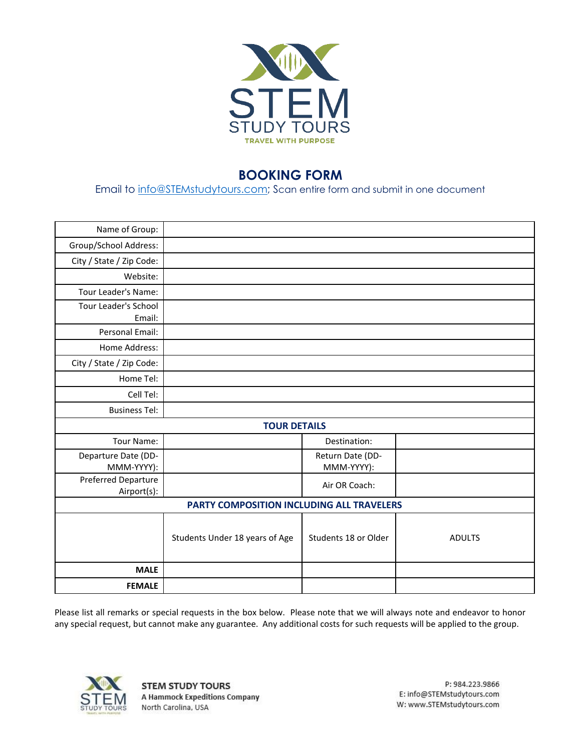STEM
STUDY TOURS
TRAVEL WITH PURPOSE

# BOOKING FORM

Email to info@STEMstudytours.com; Scan entire form and submit in one document

| | | | |
|---|---|---|---|
| Name of Group: | | | |
| Group/School Address: | | | |
| City / State / Zip Code: | | | |
| Website: | | | |
| Tour Leader's Name: | | | |
| Tour Leader's School Email: | | | |
| Personal Email: | | | |
| Home Address: | | | |
| City / State / Zip Code: | | | |
| Home Tel: | | | |
| Cell Tel: | | | |
| Business Tel: | | | |
| **TOUR DETAILS** | | | |
| Tour Name: | | Destination: | |
| Departure Date (DD-MMM-YYYY): | | Return Date (DD-MMM-YYYY): | |
| Preferred Departure Airport(s): | | Air OR Coach: | |
| **PARTY COMPOSITION INCLUDING ALL TRAVELERS** | | | |
| | Students Under 18 years of Age | Students 18 or Older | ADULTS |
| **MALE** | | | |
| **FEMALE** | | | |

Please list all remarks or special requests in the box below. Please note that we will always note and endeavor to honor any special request, but cannot make any guarantee. Any additional costs for such requests will be applied to the group.

**STEM STUDY TOURS**
**A Hammock Expeditions Company**
North Carolina, USA

P: 984.223.9866
E: info@STEMstudytours.com
W: www.STEMstudytours.com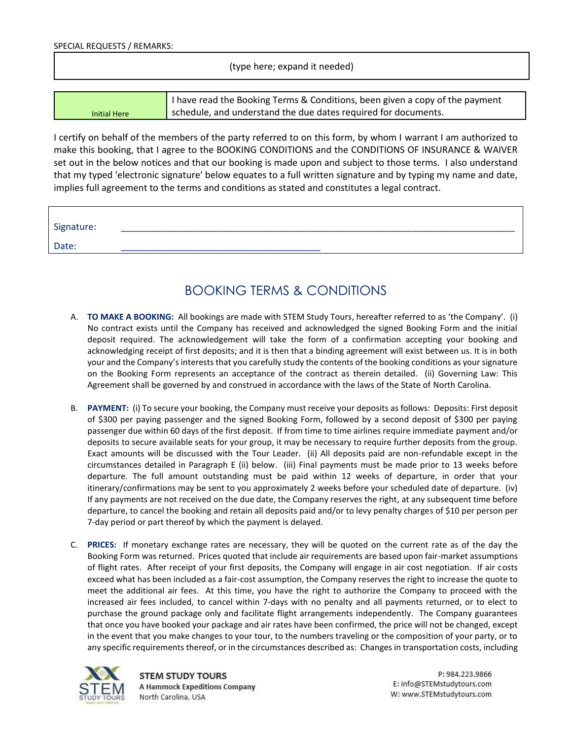SPECIAL REQUESTS / REMARKS:

(type here; expand it needed)

| Initial Here | I have read the Booking Terms & Conditions, been given a copy of the payment schedule, and understand the due dates required for documents. |
|---|---|

I certify on behalf of the members of the party referred to on this form, by whom I warrant I am authorized to make this booking, that I agree to the BOOKING CONDITIONS and the CONDITIONS OF INSURANCE & WAIVER set out in the below notices and that our booking is made upon and subject to those terms. I also understand that my typed 'electronic signature' below equates to a full written signature and by typing my name and date, implies full agreement to the terms and conditions as stated and constitutes a legal contract.

Signature: ____________________________________________________________________________

Date: ______________________________________

# BOOKING TERMS & CONDITIONS

A. **TO MAKE A BOOKING:** All bookings are made with STEM Study Tours, hereafter referred to as 'the Company'. (i) No contract exists until the Company has received and acknowledged the signed Booking Form and the initial deposit required. The acknowledgement will take the form of a confirmation accepting your booking and acknowledging receipt of first deposits; and it is then that a binding agreement will exist between us. It is in both your and the Company's interests that you carefully study the contents of the booking conditions as your signature on the Booking Form represents an acceptance of the contract as therein detailed. (ii) Governing Law: This Agreement shall be governed by and construed in accordance with the laws of the State of North Carolina.

B. **PAYMENT:** (i) To secure your booking, the Company must receive your deposits as follows: Deposits: First deposit of $300 per paying passenger and the signed Booking Form, followed by a second deposit of $300 per paying passenger due within 60 days of the first deposit. If from time to time airlines require immediate payment and/or deposits to secure available seats for your group, it may be necessary to require further deposits from the group. Exact amounts will be discussed with the Tour Leader. (ii) All deposits paid are non-refundable except in the circumstances detailed in Paragraph E (ii) below. (iii) Final payments must be made prior to 13 weeks before departure. The full amount outstanding must be paid within 12 weeks of departure, in order that your itinerary/confirmations may be sent to you approximately 2 weeks before your scheduled date of departure. (iv) If any payments are not received on the due date, the Company reserves the right, at any subsequent time before departure, to cancel the booking and retain all deposits paid and/or to levy penalty charges of $10 per person per 7-day period or part thereof by which the payment is delayed.

C. **PRICES:** If monetary exchange rates are necessary, they will be quoted on the current rate as of the day the Booking Form was returned. Prices quoted that include air requirements are based upon fair-market assumptions of flight rates. After receipt of your first deposits, the Company will engage in air cost negotiation. If air costs exceed what has been included as a fair-cost assumption, the Company reserves the right to increase the quote to meet the additional air fees. At this time, you have the right to authorize the Company to proceed with the increased air fees included, to cancel within 7-days with no penalty and all payments returned, or to elect to purchase the ground package only and facilitate flight arrangements independently. The Company guarantees that once you have booked your package and air rates have been confirmed, the price will not be changed, except in the event that you make changes to your tour, to the numbers traveling or the composition of your party, or to any specific requirements thereof, or in the circumstances described as: Changes in transportation costs, including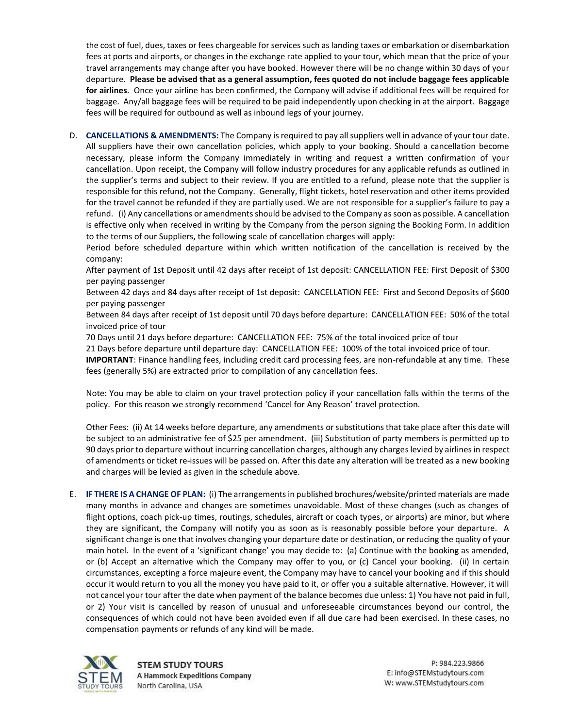the cost of fuel, dues, taxes or fees chargeable for services such as landing taxes or embarkation or disembarkation fees at ports and airports, or changes in the exchange rate applied to your tour, which mean that the price of your travel arrangements may change after you have booked. However there will be no change within 30 days of your departure. **Please be advised that as a general assumption, fees quoted do not include baggage fees applicable for airlines**. Once your airline has been confirmed, the Company will advise if additional fees will be required for baggage. Any/all baggage fees will be required to be paid independently upon checking in at the airport. Baggage fees will be required for outbound as well as inbound legs of your journey.

D. **CANCELLATIONS & AMENDMENTS:** The Company is required to pay all suppliers well in advance of your tour date. All suppliers have their own cancellation policies, which apply to your booking. Should a cancellation become necessary, please inform the Company immediately in writing and request a written confirmation of your cancellation. Upon receipt, the Company will follow industry procedures for any applicable refunds as outlined in the supplier's terms and subject to their review. If you are entitled to a refund, please note that the supplier is responsible for this refund, not the Company. Generally, flight tickets, hotel reservation and other items provided for the travel cannot be refunded if they are partially used. We are not responsible for a supplier's failure to pay a refund. (i) Any cancellations or amendments should be advised to the Company as soon as possible. A cancellation is effective only when received in writing by the Company from the person signing the Booking Form. In addition to the terms of our Suppliers, the following scale of cancellation charges will apply:

Period before scheduled departure within which written notification of the cancellation is received by the company:

After payment of 1st Deposit until 42 days after receipt of 1st deposit: CANCELLATION FEE: First Deposit of $300 per paying passenger

Between 42 days and 84 days after receipt of 1st deposit: CANCELLATION FEE: First and Second Deposits of $600 per paying passenger

Between 84 days after receipt of 1st deposit until 70 days before departure: CANCELLATION FEE: 50% of the total invoiced price of tour

70 Days until 21 days before departure: CANCELLATION FEE: 75% of the total invoiced price of tour

21 Days before departure until departure day: CANCELLATION FEE: 100% of the total invoiced price of tour.

**IMPORTANT**: Finance handling fees, including credit card processing fees, are non-refundable at any time. These fees (generally 5%) are extracted prior to compilation of any cancellation fees.

Note: You may be able to claim on your travel protection policy if your cancellation falls within the terms of the policy. For this reason we strongly recommend 'Cancel for Any Reason' travel protection.

Other Fees: (ii) At 14 weeks before departure, any amendments or substitutions that take place after this date will be subject to an administrative fee of $25 per amendment. (iii) Substitution of party members is permitted up to 90 days prior to departure without incurring cancellation charges, although any charges levied by airlines in respect of amendments or ticket re-issues will be passed on. After this date any alteration will be treated as a new booking and charges will be levied as given in the schedule above.

E. **IF THERE IS A CHANGE OF PLAN:** (i) The arrangements in published brochures/website/printed materials are made many months in advance and changes are sometimes unavoidable. Most of these changes (such as changes of flight options, coach pick-up times, routings, schedules, aircraft or coach types, or airports) are minor, but where they are significant, the Company will notify you as soon as is reasonably possible before your departure. A significant change is one that involves changing your departure date or destination, or reducing the quality of your main hotel. In the event of a 'significant change' you may decide to: (a) Continue with the booking as amended, or (b) Accept an alternative which the Company may offer to you, or (c) Cancel your booking. (ii) In certain circumstances, excepting a force majeure event, the Company may have to cancel your booking and if this should occur it would return to you all the money you have paid to it, or offer you a suitable alternative. However, it will not cancel your tour after the date when payment of the balance becomes due unless: 1) You have not paid in full, or 2) Your visit is cancelled by reason of unusual and unforeseeable circumstances beyond our control, the consequences of which could not have been avoided even if all due care had been exercised. In these cases, no compensation payments or refunds of any kind will be made.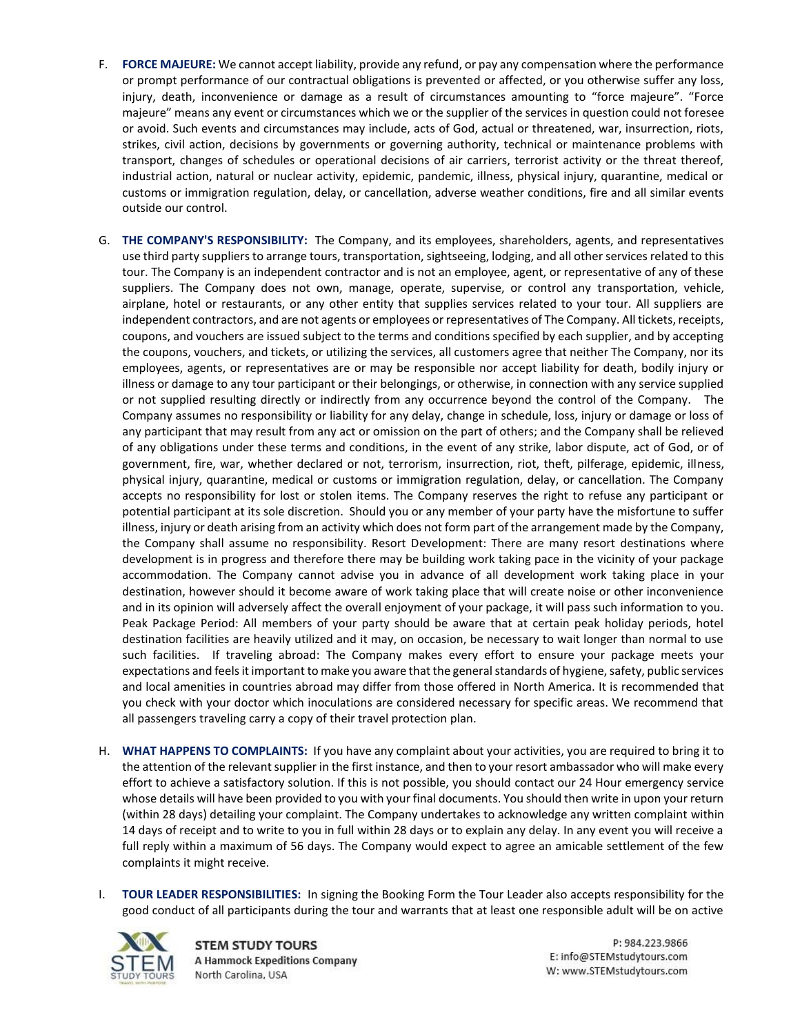F. **FORCE MAJEURE:** We cannot accept liability, provide any refund, or pay any compensation where the performance or prompt performance of our contractual obligations is prevented or affected, or you otherwise suffer any loss, injury, death, inconvenience or damage as a result of circumstances amounting to "force majeure". "Force majeure" means any event or circumstances which we or the supplier of the services in question could not foresee or avoid. Such events and circumstances may include, acts of God, actual or threatened, war, insurrection, riots, strikes, civil action, decisions by governments or governing authority, technical or maintenance problems with transport, changes of schedules or operational decisions of air carriers, terrorist activity or the threat thereof, industrial action, natural or nuclear activity, epidemic, pandemic, illness, physical injury, quarantine, medical or customs or immigration regulation, delay, or cancellation, adverse weather conditions, fire and all similar events outside our control.

G. **THE COMPANY'S RESPONSIBILITY:** The Company, and its employees, shareholders, agents, and representatives use third party suppliers to arrange tours, transportation, sightseeing, lodging, and all other services related to this tour. The Company is an independent contractor and is not an employee, agent, or representative of any of these suppliers. The Company does not own, manage, operate, supervise, or control any transportation, vehicle, airplane, hotel or restaurants, or any other entity that supplies services related to your tour. All suppliers are independent contractors, and are not agents or employees or representatives of The Company. All tickets, receipts, coupons, and vouchers are issued subject to the terms and conditions specified by each supplier, and by accepting the coupons, vouchers, and tickets, or utilizing the services, all customers agree that neither The Company, nor its employees, agents, or representatives are or may be responsible nor accept liability for death, bodily injury or illness or damage to any tour participant or their belongings, or otherwise, in connection with any service supplied or not supplied resulting directly or indirectly from any occurrence beyond the control of the Company. The Company assumes no responsibility or liability for any delay, change in schedule, loss, injury or damage or loss of any participant that may result from any act or omission on the part of others; and the Company shall be relieved of any obligations under these terms and conditions, in the event of any strike, labor dispute, act of God, or of government, fire, war, whether declared or not, terrorism, insurrection, riot, theft, pilferage, epidemic, illness, physical injury, quarantine, medical or customs or immigration regulation, delay, or cancellation. The Company accepts no responsibility for lost or stolen items. The Company reserves the right to refuse any participant or potential participant at its sole discretion. Should you or any member of your party have the misfortune to suffer illness, injury or death arising from an activity which does not form part of the arrangement made by the Company, the Company shall assume no responsibility. Resort Development: There are many resort destinations where development is in progress and therefore there may be building work taking pace in the vicinity of your package accommodation. The Company cannot advise you in advance of all development work taking place in your destination, however should it become aware of work taking place that will create noise or other inconvenience and in its opinion will adversely affect the overall enjoyment of your package, it will pass such information to you. Peak Package Period: All members of your party should be aware that at certain peak holiday periods, hotel destination facilities are heavily utilized and it may, on occasion, be necessary to wait longer than normal to use such facilities. If traveling abroad: The Company makes every effort to ensure your package meets your expectations and feels it important to make you aware that the general standards of hygiene, safety, public services and local amenities in countries abroad may differ from those offered in North America. It is recommended that you check with your doctor which inoculations are considered necessary for specific areas. We recommend that all passengers traveling carry a copy of their travel protection plan.

H. **WHAT HAPPENS TO COMPLAINTS:** If you have any complaint about your activities, you are required to bring it to the attention of the relevant supplier in the first instance, and then to your resort ambassador who will make every effort to achieve a satisfactory solution. If this is not possible, you should contact our 24 Hour emergency service whose details will have been provided to you with your final documents. You should then write in upon your return (within 28 days) detailing your complaint. The Company undertakes to acknowledge any written complaint within 14 days of receipt and to write to you in full within 28 days or to explain any delay. In any event you will receive a full reply within a maximum of 56 days. The Company would expect to agree an amicable settlement of the few complaints it might receive.

I. **TOUR LEADER RESPONSIBILITIES:** In signing the Booking Form the Tour Leader also accepts responsibility for the good conduct of all participants during the tour and warrants that at least one responsible adult will be on active

**STEM STUDY TOURS**
A Hammock Expeditions Company
North Carolina, USA

P: 984.223.9866
E: info@STEMstudytours.com
W: www.STEMstudytours.com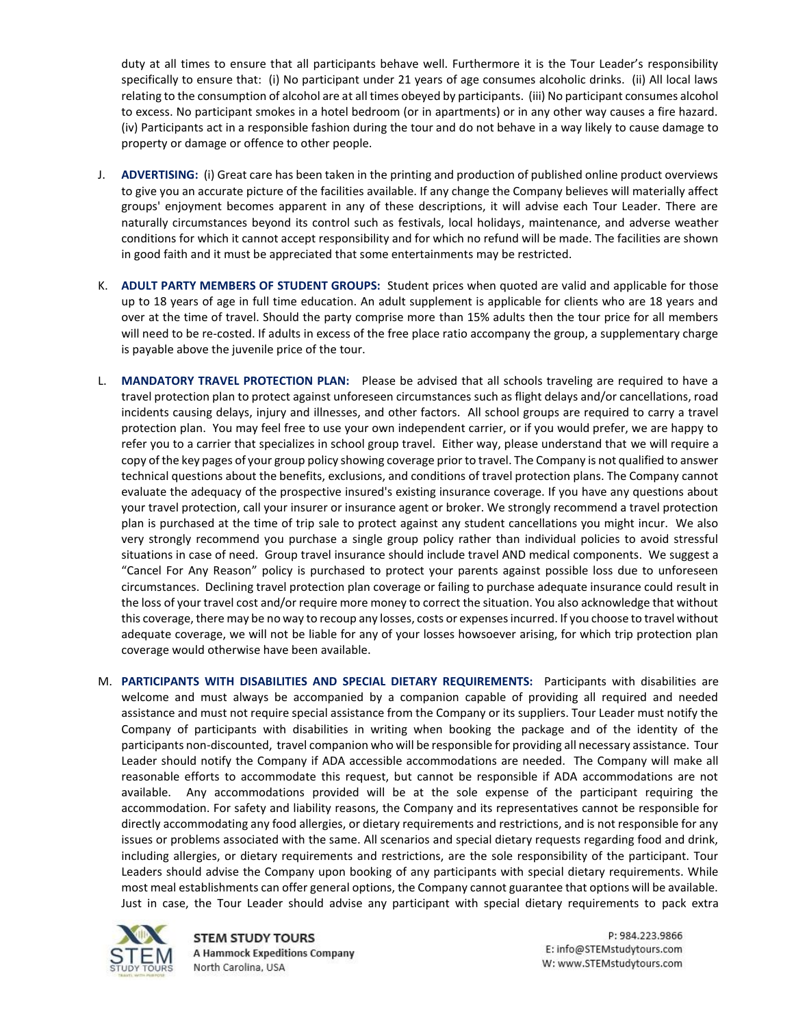duty at all times to ensure that all participants behave well. Furthermore it is the Tour Leader's responsibility specifically to ensure that: (i) No participant under 21 years of age consumes alcoholic drinks. (ii) All local laws relating to the consumption of alcohol are at all times obeyed by participants. (iii) No participant consumes alcohol to excess. No participant smokes in a hotel bedroom (or in apartments) or in any other way causes a fire hazard. (iv) Participants act in a responsible fashion during the tour and do not behave in a way likely to cause damage to property or damage or offence to other people.

J. **ADVERTISING:** (i) Great care has been taken in the printing and production of published online product overviews to give you an accurate picture of the facilities available. If any change the Company believes will materially affect groups' enjoyment becomes apparent in any of these descriptions, it will advise each Tour Leader. There are naturally circumstances beyond its control such as festivals, local holidays, maintenance, and adverse weather conditions for which it cannot accept responsibility and for which no refund will be made. The facilities are shown in good faith and it must be appreciated that some entertainments may be restricted.

K. **ADULT PARTY MEMBERS OF STUDENT GROUPS:** Student prices when quoted are valid and applicable for those up to 18 years of age in full time education. An adult supplement is applicable for clients who are 18 years and over at the time of travel. Should the party comprise more than 15% adults then the tour price for all members will need to be re-costed. If adults in excess of the free place ratio accompany the group, a supplementary charge is payable above the juvenile price of the tour.

L. **MANDATORY TRAVEL PROTECTION PLAN:** Please be advised that all schools traveling are required to have a travel protection plan to protect against unforeseen circumstances such as flight delays and/or cancellations, road incidents causing delays, injury and illnesses, and other factors. All school groups are required to carry a travel protection plan. You may feel free to use your own independent carrier, or if you would prefer, we are happy to refer you to a carrier that specializes in school group travel. Either way, please understand that we will require a copy of the key pages of your group policy showing coverage prior to travel. The Company is not qualified to answer technical questions about the benefits, exclusions, and conditions of travel protection plans. The Company cannot evaluate the adequacy of the prospective insured's existing insurance coverage. If you have any questions about your travel protection, call your insurer or insurance agent or broker. We strongly recommend a travel protection plan is purchased at the time of trip sale to protect against any student cancellations you might incur. We also very strongly recommend you purchase a single group policy rather than individual policies to avoid stressful situations in case of need. Group travel insurance should include travel AND medical components. We suggest a "Cancel For Any Reason" policy is purchased to protect your parents against possible loss due to unforeseen circumstances. Declining travel protection plan coverage or failing to purchase adequate insurance could result in the loss of your travel cost and/or require more money to correct the situation. You also acknowledge that without this coverage, there may be no way to recoup any losses, costs or expenses incurred. If you choose to travel without adequate coverage, we will not be liable for any of your losses howsoever arising, for which trip protection plan coverage would otherwise have been available.

M. **PARTICIPANTS WITH DISABILITIES AND SPECIAL DIETARY REQUIREMENTS:** Participants with disabilities are welcome and must always be accompanied by a companion capable of providing all required and needed assistance and must not require special assistance from the Company or its suppliers. Tour Leader must notify the Company of participants with disabilities in writing when booking the package and of the identity of the participants non-discounted, travel companion who will be responsible for providing all necessary assistance. Tour Leader should notify the Company if ADA accessible accommodations are needed. The Company will make all reasonable efforts to accommodate this request, but cannot be responsible if ADA accommodations are not available. Any accommodations provided will be at the sole expense of the participant requiring the accommodation. For safety and liability reasons, the Company and its representatives cannot be responsible for directly accommodating any food allergies, or dietary requirements and restrictions, and is not responsible for any issues or problems associated with the same. All scenarios and special dietary requests regarding food and drink, including allergies, or dietary requirements and restrictions, are the sole responsibility of the participant. Tour Leaders should advise the Company upon booking of any participants with special dietary requirements. While most meal establishments can offer general options, the Company cannot guarantee that options will be available. Just in case, the Tour Leader should advise any participant with special dietary requirements to pack extra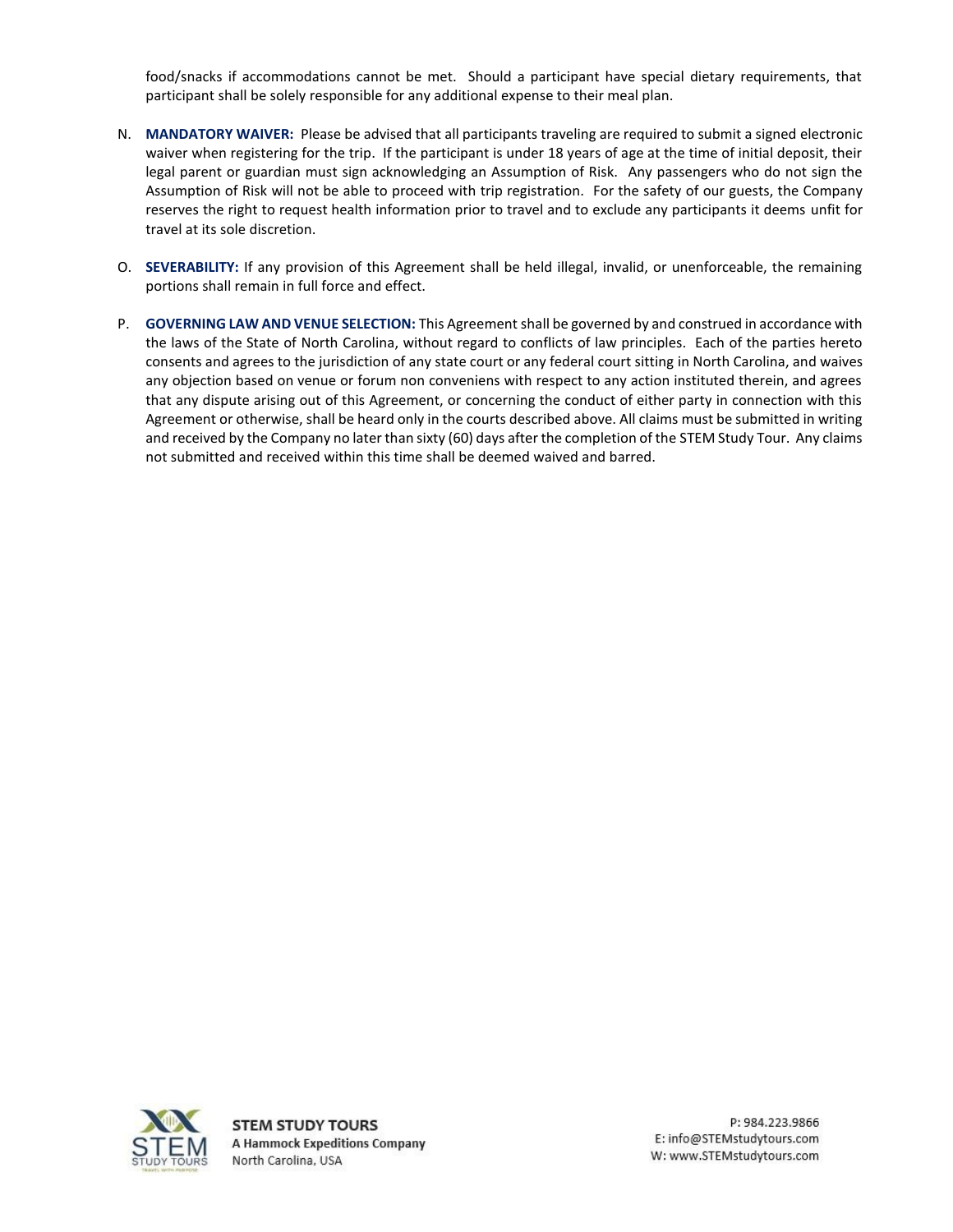food/snacks if accommodations cannot be met. Should a participant have special dietary requirements, that participant shall be solely responsible for any additional expense to their meal plan.

N. **MANDATORY WAIVER:** Please be advised that all participants traveling are required to submit a signed electronic waiver when registering for the trip. If the participant is under 18 years of age at the time of initial deposit, their legal parent or guardian must sign acknowledging an Assumption of Risk. Any passengers who do not sign the Assumption of Risk will not be able to proceed with trip registration. For the safety of our guests, the Company reserves the right to request health information prior to travel and to exclude any participants it deems unfit for travel at its sole discretion.

O. **SEVERABILITY:** If any provision of this Agreement shall be held illegal, invalid, or unenforceable, the remaining portions shall remain in full force and effect.

P. **GOVERNING LAW AND VENUE SELECTION:** This Agreement shall be governed by and construed in accordance with the laws of the State of North Carolina, without regard to conflicts of law principles. Each of the parties hereto consents and agrees to the jurisdiction of any state court or any federal court sitting in North Carolina, and waives any objection based on venue or forum non conveniens with respect to any action instituted therein, and agrees that any dispute arising out of this Agreement, or concerning the conduct of either party in connection with this Agreement or otherwise, shall be heard only in the courts described above. All claims must be submitted in writing and received by the Company no later than sixty (60) days after the completion of the STEM Study Tour. Any claims not submitted and received within this time shall be deemed waived and barred.